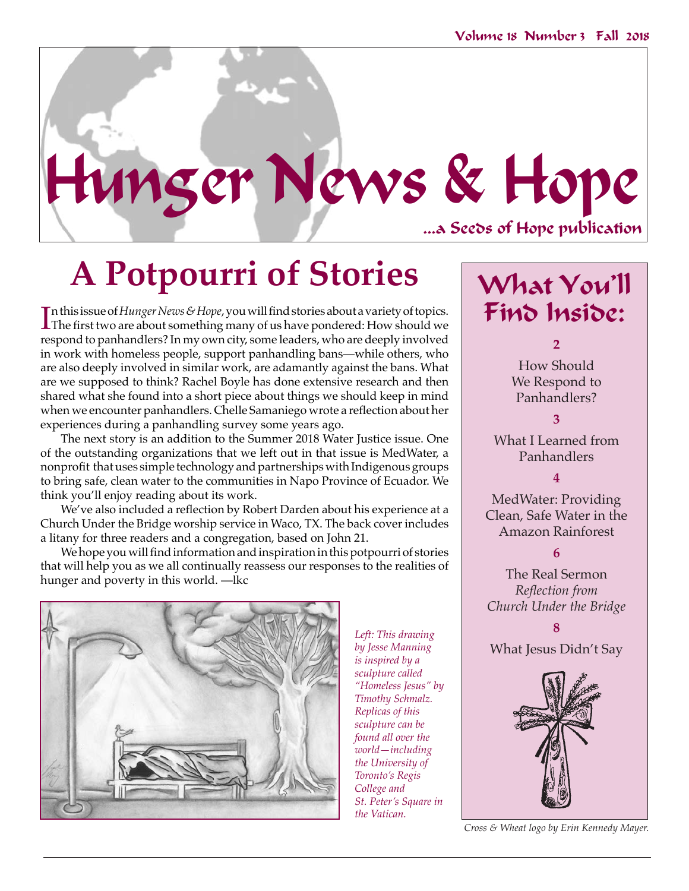Volume 18 Number 3 Fall 2018

# Hunger News & Hope

...a Seeds of Hope publication

## A Potpourri of Stories

In this issue of *Hunger News & Hope*, you will find stories about a variety of topics. The first two are about something many of us have pondered: How should we respond to panhandlers? In my own city, some leaders, who are deeply involved in work with homeless people, support panhandling bans—while others, who are also deeply involved in similar work, are adamantly against the bans. What are we supposed to think? Rachel Boyle has done extensive research and then shared what she found into a short piece about things we should keep in mind when we encounter panhandlers. Chelle Samaniego wrote a reflection about her experiences during a panhandling survey some years ago.

The next story is an addition to the Summer 2018 Water Justice issue. One of the outstanding organizations that we left out in that issue is MedWater, a nonprofit that uses simple technology and partnerships with Indigenous groups to bring safe, clean water to the communities in Napo Province of Ecuador. We think you'll enjoy reading about its work.

We've also included a reflection by Robert Darden about his experience at a Church Under the Bridge worship service in Waco, TX. The back cover includes a litany for three readers and a congregation, based on John 21.

We hope you will find information and inspiration in this potpourri of stories that will help you as we all continually reassess our responses to the realities of hunger and poverty in this world. —lkc

*Left: This drawing by Jesse Manning is inspired by a sculpture called "Homeless Jesus" by Timothy Schmalz. Replicas of this sculpture can be found all over the world—including the University of Toronto's Regis College and St. Peter's Square in the Vatican.*

## What You'll Find Inside:

**2**
How Should We Respond to Panhandlers?

**3**
What I Learned from Panhandlers

**4**
MedWater: Providing Clean, Safe Water in the Amazon Rainforest

**6**
The Real Sermon
*Reflection from Church Under the Bridge*

**8**
What Jesus Didn't Say

*Cross & Wheat logo by Erin Kennedy Mayer.*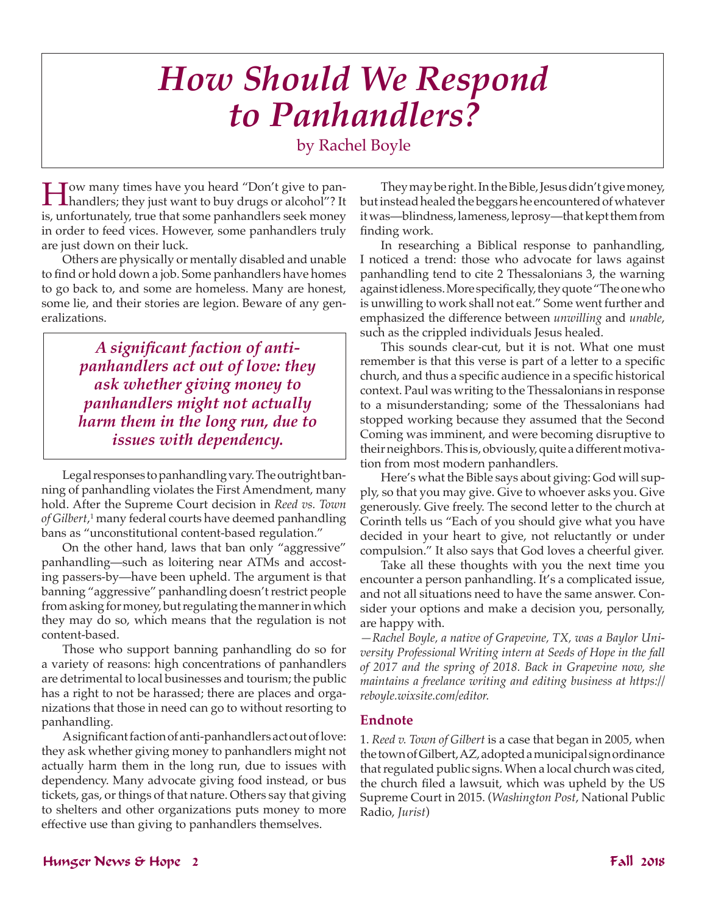# How Should We Respond to Panhandlers?

by Rachel Boyle

How many times have you heard "Don't give to panhandlers; they just want to buy drugs or alcohol"? It is, unfortunately, true that some panhandlers seek money in order to feed vices. However, some panhandlers truly are just down on their luck.

Others are physically or mentally disabled and unable to find or hold down a job. Some panhandlers have homes to go back to, and some are homeless. Many are honest, some lie, and their stories are legion. Beware of any generalizations.

> ***A significant faction of anti-panhandlers act out of love: they ask whether giving money to panhandlers might not actually harm them in the long run, due to issues with dependency.***

Legal responses to panhandling vary. The outright banning of panhandling violates the First Amendment, many hold. After the Supreme Court decision in *Reed vs. Town of Gilbert*,[1] many federal courts have deemed panhandling bans as "unconstitutional content-based regulation."

On the other hand, laws that ban only "aggressive" panhandling—such as loitering near ATMs and accosting passers-by—have been upheld. The argument is that banning "aggressive" panhandling doesn't restrict people from asking for money, but regulating the manner in which they may do so, which means that the regulation is not content-based.

Those who support banning panhandling do so for a variety of reasons: high concentrations of panhandlers are detrimental to local businesses and tourism; the public has a right to not be harassed; there are places and organizations that those in need can go to without resorting to panhandling.

A significant faction of anti-panhandlers act out of love: they ask whether giving money to panhandlers might not actually harm them in the long run, due to issues with dependency. Many advocate giving food instead, or bus tickets, gas, or things of that nature. Others say that giving to shelters and other organizations puts money to more effective use than giving to panhandlers themselves.

They may be right. In the Bible, Jesus didn't give money, but instead healed the beggars he encountered of whatever it was—blindness, lameness, leprosy—that kept them from finding work.

In researching a Biblical response to panhandling, I noticed a trend: those who advocate for laws against panhandling tend to cite 2 Thessalonians 3, the warning against idleness. More specifically, they quote "The one who is unwilling to work shall not eat." Some went further and emphasized the difference between *unwilling* and *unable*, such as the crippled individuals Jesus healed.

This sounds clear-cut, but it is not. What one must remember is that this verse is part of a letter to a specific church, and thus a specific audience in a specific historical context. Paul was writing to the Thessalonians in response to a misunderstanding; some of the Thessalonians had stopped working because they assumed that the Second Coming was imminent, and were becoming disruptive to their neighbors. This is, obviously, quite a different motivation from most modern panhandlers.

Here's what the Bible says about giving: God will supply, so that you may give. Give to whoever asks you. Give generously. Give freely. The second letter to the church at Corinth tells us "Each of you should give what you have decided in your heart to give, not reluctantly or under compulsion." It also says that God loves a cheerful giver.

Take all these thoughts with you the next time you encounter a person panhandling. It's a complicated issue, and not all situations need to have the same answer. Consider your options and make a decision you, personally, are happy with.

*—Rachel Boyle, a native of Grapevine, TX, was a Baylor University Professional Writing intern at Seeds of Hope in the fall of 2017 and the spring of 2018. Back in Grapevine now, she maintains a freelance writing and editing business at https://reboyle.wixsite.com/editor.*

## Endnote

1. *Reed v. Town of Gilbert* is a case that began in 2005, when the town of Gilbert, AZ, adopted a municipal sign ordinance that regulated public signs. When a local church was cited, the church filed a lawsuit, which was upheld by the US Supreme Court in 2015. (*Washington Post*, National Public Radio, *Jurist*)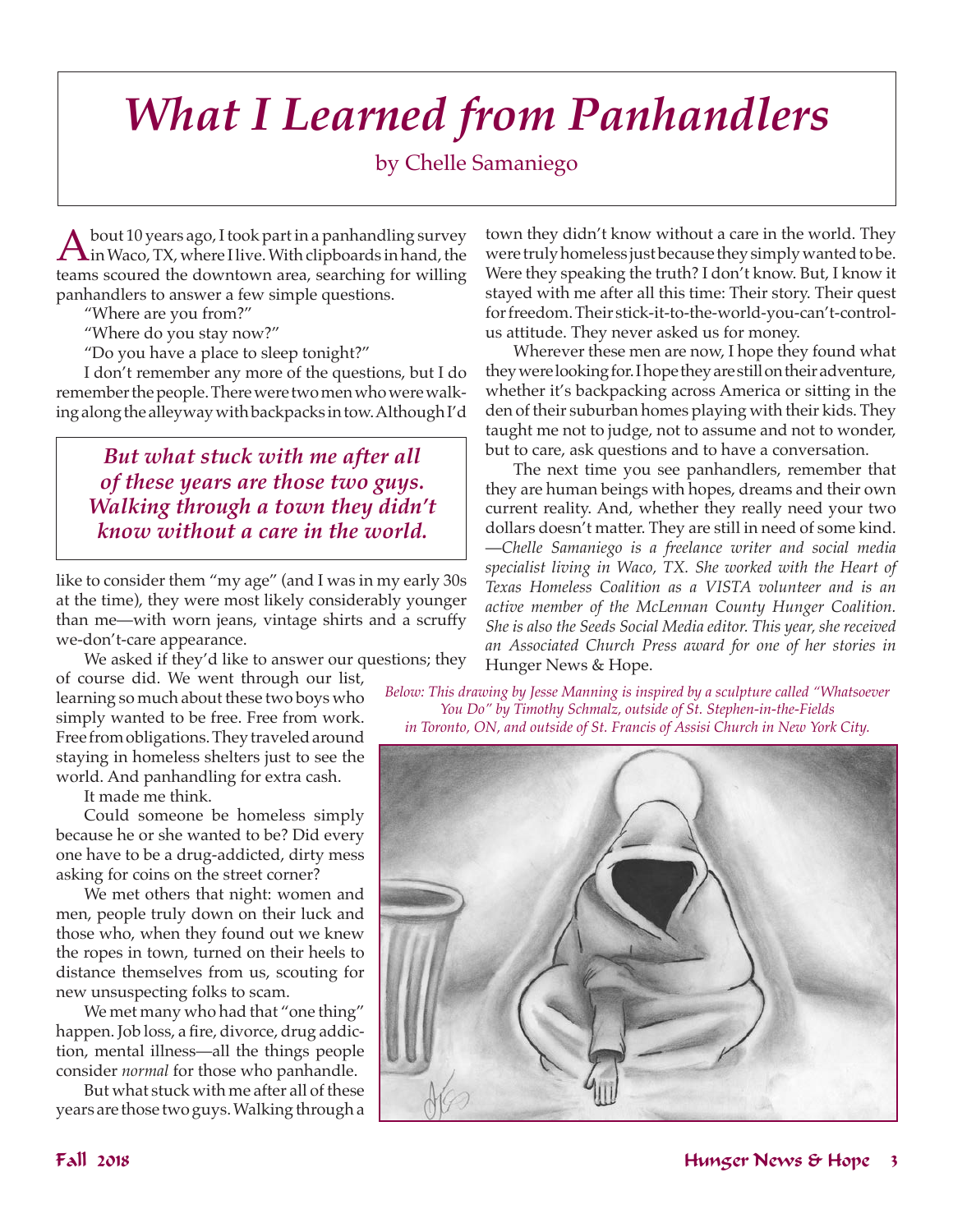# What I Learned from Panhandlers

by Chelle Samaniego

About 10 years ago, I took part in a panhandling survey in Waco, TX, where I live. With clipboards in hand, the teams scoured the downtown area, searching for willing panhandlers to answer a few simple questions.

"Where are you from?"

"Where do you stay now?"

"Do you have a place to sleep tonight?"

I don't remember any more of the questions, but I do remember the people. There were two men who were walking along the alleyway with backpacks in tow. Although I'd like to consider them "my age" (and I was in my early 30s at the time), they were most likely considerably younger than me—with worn jeans, vintage shirts and a scruffy we-don't-care appearance.

> ***But what stuck with me after all of these years are those two guys. Walking through a town they didn't know without a care in the world.***

We asked if they'd like to answer our questions; they of course did. We went through our list, learning so much about these two boys who simply wanted to be free. Free from work. Free from obligations. They traveled around staying in homeless shelters just to see the world. And panhandling for extra cash.

It made me think.

Could someone be homeless simply because he or she wanted to be? Did every one have to be a drug-addicted, dirty mess asking for coins on the street corner?

We met others that night: women and men, people truly down on their luck and those who, when they found out we knew the ropes in town, turned on their heels to distance themselves from us, scouting for new unsuspecting folks to scam.

We met many who had that "one thing" happen. Job loss, a fire, divorce, drug addiction, mental illness—all the things people consider *normal* for those who panhandle.

But what stuck with me after all of these years are those two guys. Walking through a town they didn't know without a care in the world. They were truly homeless just because they simply wanted to be. Were they speaking the truth? I don't know. But, I know it stayed with me after all this time: Their story. Their quest for freedom. Their stick-it-to-the-world-you-can't-control-us attitude. They never asked us for money.

Wherever these men are now, I hope they found what they were looking for. I hope they are still on their adventure, whether it's backpacking across America or sitting in the den of their suburban homes playing with their kids. They taught me not to judge, not to assume and not to wonder, but to care, ask questions and to have a conversation.

The next time you see panhandlers, remember that they are human beings with hopes, dreams and their own current reality. And, whether they really need your two dollars doesn't matter. They are still in need of some kind.

*—Chelle Samaniego is a freelance writer and social media specialist living in Waco, TX. She worked with the Heart of Texas Homeless Coalition as a VISTA volunteer and is an active member of the McLennan County Hunger Coalition. She is also the Seeds Social Media editor. This year, she received an Associated Church Press award for one of her stories in* Hunger News & Hope.

*Below: This drawing by Jesse Manning is inspired by a sculpture called "Whatsoever You Do" by Timothy Schmalz, outside of St. Stephen-in-the-Fields in Toronto, ON, and outside of St. Francis of Assisi Church in New York City.*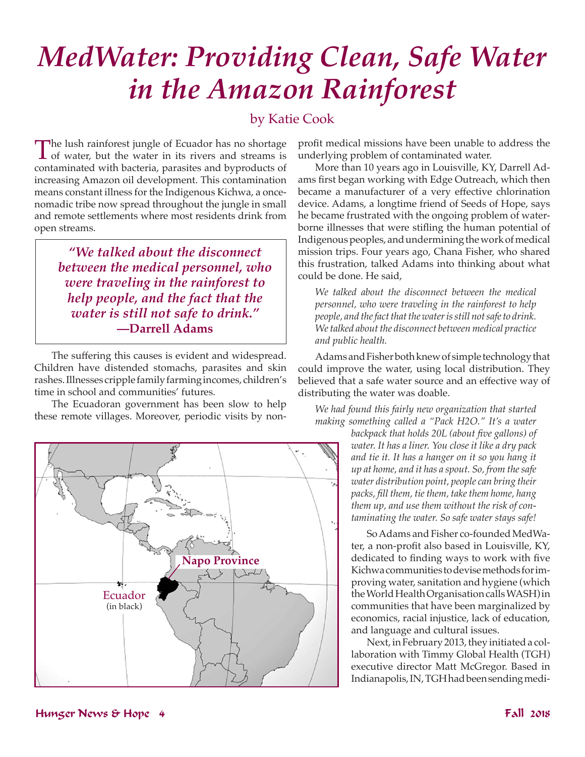# MedWater: Providing Clean, Safe Water in the Amazon Rainforest

by Katie Cook

The lush rainforest jungle of Ecuador has no shortage of water, but the water in its rivers and streams is contaminated with bacteria, parasites and byproducts of increasing Amazon oil development. This contamination means constant illness for the Indigenous Kichwa, a once-nomadic tribe now spread throughout the jungle in small and remote settlements where most residents drink from open streams.

> ***"We talked about the disconnect between the medical personnel, who were traveling in the rainforest to help people, and the fact that the water is still not safe to drink."***
> **—Darrell Adams**

The suffering this causes is evident and widespread. Children have distended stomachs, parasites and skin rashes. Illnesses cripple family farming incomes, children's time in school and communities' futures.

The Ecuadoran government has been slow to help these remote villages. Moreover, periodic visits by non-profit medical missions have been unable to address the underlying problem of contaminated water.

Napo Province

Ecuador (in black)

More than 10 years ago in Louisville, KY, Darrell Adams first began working with Edge Outreach, which then became a manufacturer of a very effective chlorination device. Adams, a longtime friend of Seeds of Hope, says he became frustrated with the ongoing problem of water-borne illnesses that were stifling the human potential of Indigenous peoples, and undermining the work of medical mission trips. Four years ago, Chana Fisher, who shared this frustration, talked Adams into thinking about what could be done. He said,

> *We talked about the disconnect between the medical personnel, who were traveling in the rainforest to help people, and the fact that the water is still not safe to drink. We talked about the disconnect between medical practice and public health.*

Adams and Fisher both knew of simple technology that could improve the water, using local distribution. They believed that a safe water source and an effective way of distributing the water was doable.

> *We had found this fairly new organization that started making something called a "Pack H2O." It's a water backpack that holds 20L (about five gallons) of water. It has a liner. You close it like a dry pack and tie it. It has a hanger on it so you hang it up at home, and it has a spout. So, from the safe water distribution point, people can bring their packs, fill them, tie them, take them home, hang them up, and use them without the risk of contaminating the water. So safe water stays safe!*

So Adams and Fisher co-founded MedWater, a non-profit also based in Louisville, KY, dedicated to finding ways to work with five Kichwa communities to devise methods for improving water, sanitation and hygiene (which the World Health Organisation calls WASH) in communities that have been marginalized by economics, racial injustice, lack of education, and language and cultural issues.

Next, in February 2013, they initiated a collaboration with Timmy Global Health (TGH) executive director Matt McGregor. Based in Indianapolis, IN, TGH had been sending medi-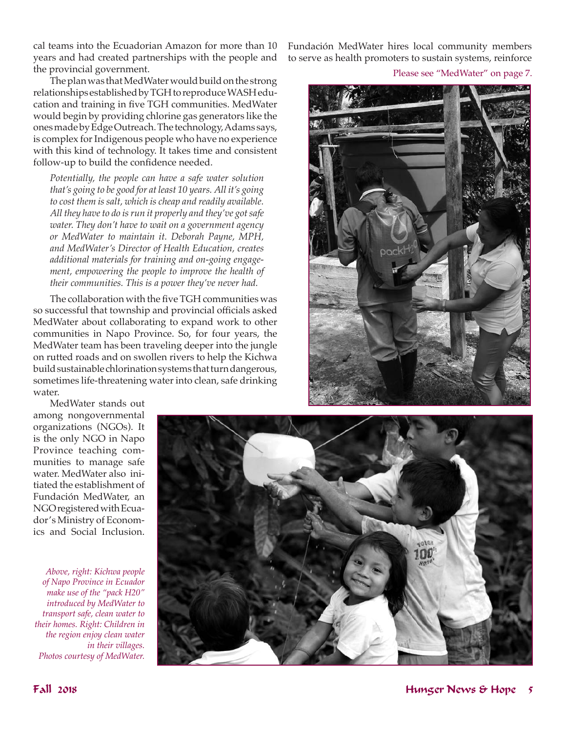cal teams into the Ecuadorian Amazon for more than 10 years and had created partnerships with the people and the provincial government.

The plan was that MedWater would build on the strong relationships established by TGH to reproduce WASH education and training in five TGH communities. MedWater would begin by providing chlorine gas generators like the ones made by Edge Outreach. The technology, Adams says, is complex for Indigenous people who have no experience with this kind of technology. It takes time and consistent follow-up to build the confidence needed.

> *Potentially, the people can have a safe water solution that's going to be good for at least 10 years. All it's going to cost them is salt, which is cheap and readily available. All they have to do is run it properly and they've got safe water. They don't have to wait on a government agency or MedWater to maintain it. Deborah Payne, MPH, and MedWater's Director of Health Education, creates additional materials for training and on-going engagement, empowering the people to improve the health of their communities. This is a power they've never had.*

The collaboration with the five TGH communities was so successful that township and provincial officials asked MedWater about collaborating to expand work to other communities in Napo Province. So, for four years, the MedWater team has been traveling deeper into the jungle on rutted roads and on swollen rivers to help the Kichwa build sustainable chlorination systems that turn dangerous, sometimes life-threatening water into clean, safe drinking water.

MedWater stands out among nongovernmental organizations (NGOs). It is the only NGO in Napo Province teaching communities to manage safe water. MedWater also initiated the establishment of Fundación MedWater, an NGO registered with Ecuador's Ministry of Economics and Social Inclusion. Fundación MedWater hires local community members to serve as health promoters to sustain systems, reinforce

Please see "MedWater" on page 7.

*Above, right: Kichwa people of Napo Province in Ecuador make use of the "pack H20" introduced by MedWater to transport safe, clean water to their homes. Right: Children in the region enjoy clean water in their villages. Photos courtesy of MedWater.*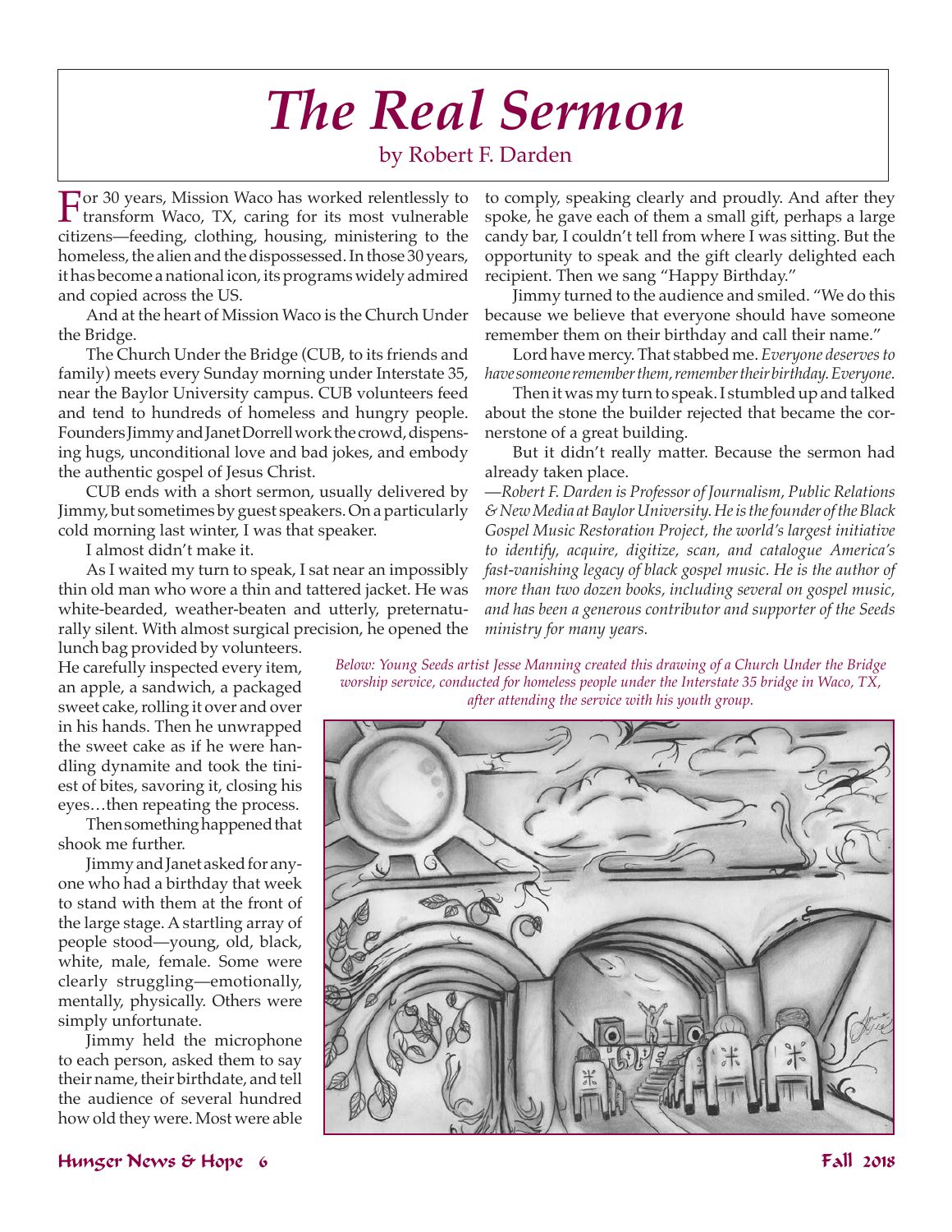# The Real Sermon

by Robert F. Darden

For 30 years, Mission Waco has worked relentlessly to transform Waco, TX, caring for its most vulnerable citizens—feeding, clothing, housing, ministering to the homeless, the alien and the dispossessed. In those 30 years, it has become a national icon, its programs widely admired and copied across the US.

And at the heart of Mission Waco is the Church Under the Bridge.

The Church Under the Bridge (CUB, to its friends and family) meets every Sunday morning under Interstate 35, near the Baylor University campus. CUB volunteers feed and tend to hundreds of homeless and hungry people. Founders Jimmy and Janet Dorrell work the crowd, dispensing hugs, unconditional love and bad jokes, and embody the authentic gospel of Jesus Christ.

CUB ends with a short sermon, usually delivered by Jimmy, but sometimes by guest speakers. On a particularly cold morning last winter, I was that speaker.

I almost didn't make it.

As I waited my turn to speak, I sat near an impossibly thin old man who wore a thin and tattered jacket. He was white-bearded, weather-beaten and utterly, preternaturally silent. With almost surgical precision, he opened the lunch bag provided by volunteers. He carefully inspected every item, an apple, a sandwich, a packaged sweet cake, rolling it over and over in his hands. Then he unwrapped the sweet cake as if he were handling dynamite and took the tiniest of bites, savoring it, closing his eyes…then repeating the process.

Then something happened that shook me further.

Jimmy and Janet asked for anyone who had a birthday that week to stand with them at the front of the large stage. A startling array of people stood—young, old, black, white, male, female. Some were clearly struggling—emotionally, mentally, physically. Others were simply unfortunate.

Jimmy held the microphone to each person, asked them to say their name, their birthdate, and tell the audience of several hundred how old they were. Most were able to comply, speaking clearly and proudly. And after they spoke, he gave each of them a small gift, perhaps a large candy bar, I couldn't tell from where I was sitting. But the opportunity to speak and the gift clearly delighted each recipient. Then we sang "Happy Birthday."

Jimmy turned to the audience and smiled. "We do this because we believe that everyone should have someone remember them on their birthday and call their name."

Lord have mercy. That stabbed me. *Everyone deserves to have someone remember them, remember their birthday. Everyone.*

Then it was my turn to speak. I stumbled up and talked about the stone the builder rejected that became the cornerstone of a great building.

But it didn't really matter. Because the sermon had already taken place.

—*Robert F. Darden is Professor of Journalism, Public Relations & New Media at Baylor University. He is the founder of the Black Gospel Music Restoration Project, the world's largest initiative to identify, acquire, digitize, scan, and catalogue America's fast-vanishing legacy of black gospel music. He is the author of more than two dozen books, including several on gospel music, and has been a generous contributor and supporter of the Seeds ministry for many years.*

*Below: Young Seeds artist Jesse Manning created this drawing of a Church Under the Bridge worship service, conducted for homeless people under the Interstate 35 bridge in Waco, TX, after attending the service with his youth group.*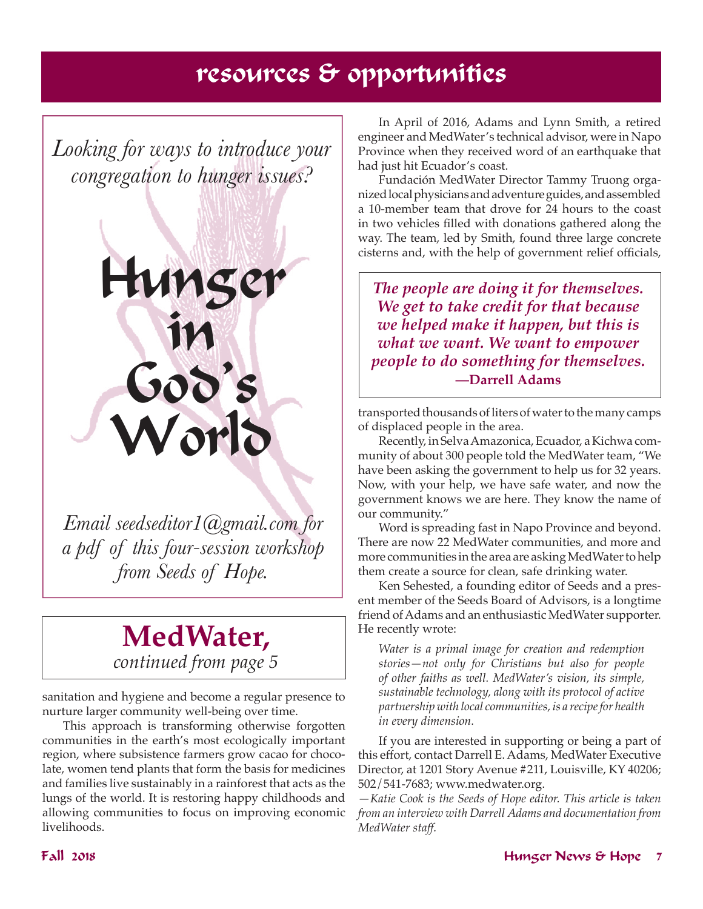# resources & opportunities

*Looking for ways to introduce your congregation to hunger issues?*

## Hunger in God's World

*Email seedseditor1@gmail.com for a pdf of this four-session workshop from Seeds of Hope.*

## MedWater,

*continued from page 5*

sanitation and hygiene and become a regular presence to nurture larger community well-being over time.

This approach is transforming otherwise forgotten communities in the earth's most ecologically important region, where subsistence farmers grow cacao for chocolate, women tend plants that form the basis for medicines and families live sustainably in a rainforest that acts as the lungs of the world. It is restoring happy childhoods and allowing communities to focus on improving economic livelihoods.

In April of 2016, Adams and Lynn Smith, a retired engineer and MedWater's technical advisor, were in Napo Province when they received word of an earthquake that had just hit Ecuador's coast.

Fundación MedWater Director Tammy Truong organized local physicians and adventure guides, and assembled a 10-member team that drove for 24 hours to the coast in two vehicles filled with donations gathered along the way. The team, led by Smith, found three large concrete cisterns and, with the help of government relief officials, transported thousands of liters of water to the many camps of displaced people in the area.

> ***The people are doing it for themselves. We get to take credit for that because we helped make it happen, but this is what we want. We want to empower people to do something for themselves.***
> **—Darrell Adams**

Recently, in Selva Amazonica, Ecuador, a Kichwa community of about 300 people told the MedWater team, "We have been asking the government to help us for 32 years. Now, with your help, we have safe water, and now the government knows we are here. They know the name of our community."

Word is spreading fast in Napo Province and beyond. There are now 22 MedWater communities, and more and more communities in the area are asking MedWater to help them create a source for clean, safe drinking water.

Ken Sehested, a founding editor of Seeds and a present member of the Seeds Board of Advisors, is a longtime friend of Adams and an enthusiastic MedWater supporter. He recently wrote:

> *Water is a primal image for creation and redemption stories—not only for Christians but also for people of other faiths as well. MedWater's vision, its simple, sustainable technology, along with its protocol of active partnership with local communities, is a recipe for health in every dimension.*

If you are interested in supporting or being a part of this effort, contact Darrell E. Adams, MedWater Executive Director, at 1201 Story Avenue #211, Louisville, KY 40206; 502/541-7683; www.medwater.org.

*—Katie Cook is the Seeds of Hope editor. This article is taken from an interview with Darrell Adams and documentation from MedWater staff.*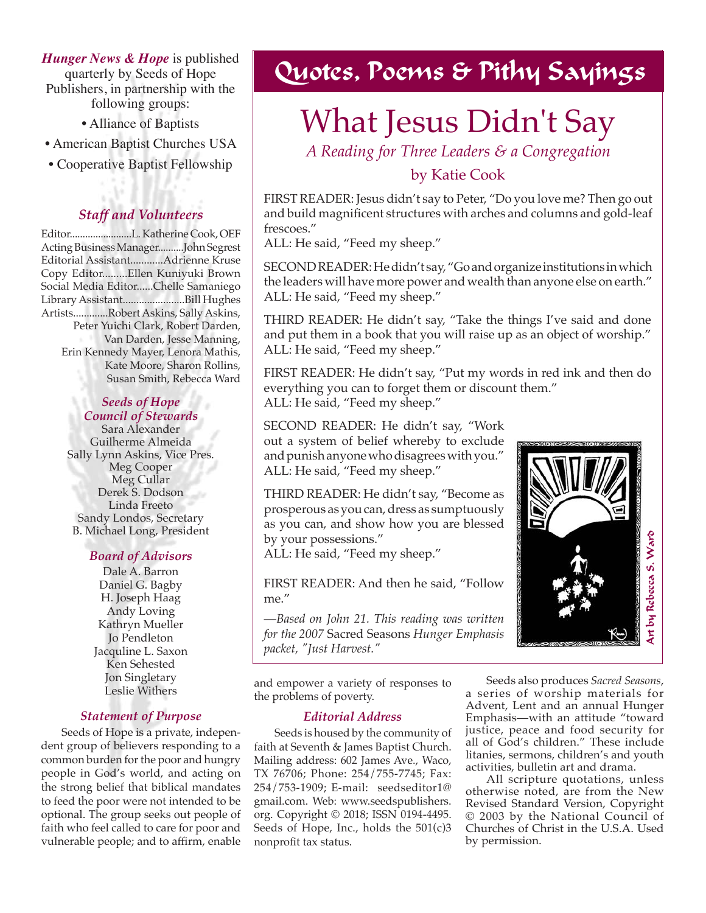*Hunger News & Hope* is published quarterly by Seeds of Hope Publishers, in partnership with the following groups:

- Alliance of Baptists
- American Baptist Churches USA
- Cooperative Baptist Fellowship

### *Staff and Volunteers*

Editor........................L. Katherine Cook, OEF
Acting Business Manager..........John Segrest
Editorial Assistant............Adrienne Kruse
Copy Editor.........Ellen Kuniyuki Brown
Social Media Editor......Chelle Samaniego
Library Assistant.......................Bill Hughes
Artists.............Robert Askins, Sally Askins, Peter Yuichi Clark, Robert Darden, Van Darden, Jesse Manning, Erin Kennedy Mayer, Lenora Mathis, Kate Moore, Sharon Rollins, Susan Smith, Rebecca Ward

### *Seeds of Hope Council of Stewards*

Sara Alexander
Guilherme Almeida
Sally Lynn Askins, Vice Pres.
Meg Cooper
Meg Cullar
Derek S. Dodson
Linda Freeto
Sandy Londos, Secretary
B. Michael Long, President

### *Board of Advisors*

Dale A. Barron
Daniel G. Bagby
H. Joseph Haag
Andy Loving
Kathryn Mueller
Jo Pendleton
Jacquline L. Saxon
Ken Sehested
Jon Singletary
Leslie Withers

### *Statement of Purpose*

Seeds of Hope is a private, independent group of believers responding to a common burden for the poor and hungry people in God's world, and acting on the strong belief that biblical mandates to feed the poor were not intended to be optional. The group seeks out people of faith who feel called to care for poor and vulnerable people; and to affirm, enable and empower a variety of responses to the problems of poverty.

### *Editorial Address*

Seeds is housed by the community of faith at Seventh & James Baptist Church. Mailing address: 602 James Ave., Waco, TX 76706; Phone: 254/755-7745; Fax: 254/753-1909; E-mail: seedseditor1@gmail.com. Web: www.seedspublishers.org. Copyright © 2018; ISSN 0194-4495. Seeds of Hope, Inc., holds the 501(c)3 nonprofit tax status.

Seeds also produces *Sacred Seasons*, a series of worship materials for Advent, Lent and an annual Hunger Emphasis—with an attitude "toward justice, peace and food security for all of God's children." These include litanies, sermons, children's and youth activities, bulletin art and drama.

All scripture quotations, unless otherwise noted, are from the New Revised Standard Version, Copyright © 2003 by the National Council of Churches of Christ in the U.S.A. Used by permission.

# Quotes, Poems & Pithy Sayings

## What Jesus Didn't Say

*A Reading for Three Leaders & a Congregation*

by Katie Cook

FIRST READER: Jesus didn't say to Peter, "Do you love me? Then go out and build magnificent structures with arches and columns and gold-leaf frescoes."
ALL: He said, "Feed my sheep."

SECOND READER: He didn't say, "Go and organize institutions in which the leaders will have more power and wealth than anyone else on earth."
ALL: He said, "Feed my sheep."

THIRD READER: He didn't say, "Take the things I've said and done and put them in a book that you will raise up as an object of worship."
ALL: He said, "Feed my sheep."

FIRST READER: He didn't say, "Put my words in red ink and then do everything you can to forget them or discount them."
ALL: He said, "Feed my sheep."

SECOND READER: He didn't say, "Work out a system of belief whereby to exclude and punish anyone who disagrees with you."
ALL: He said, "Feed my sheep."

THIRD READER: He didn't say, "Become as prosperous as you can, dress as sumptuously as you can, and show how you are blessed by your possessions."
ALL: He said, "Feed my sheep."

FIRST READER: And then he said, "Follow me."

—*Based on John 21. This reading was written for the 2007* Sacred Seasons *Hunger Emphasis packet, "Just Harvest."*

Art by Rebecca S. Ward